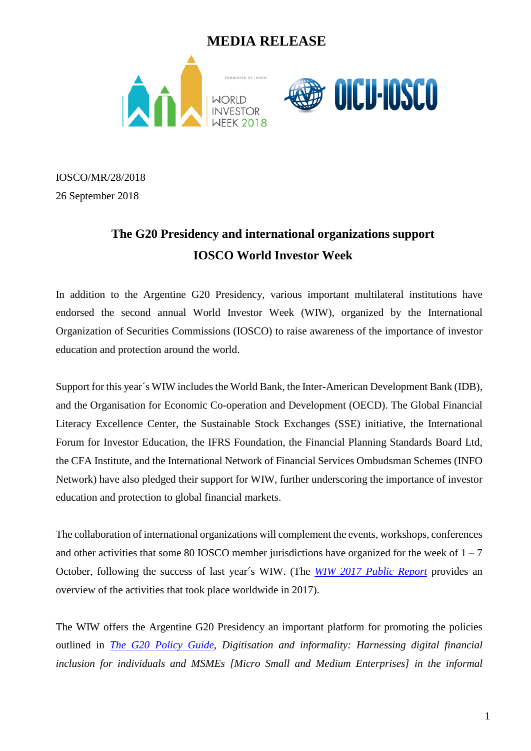# MEDIA RELEASE

IOSCO/MR/28/2018

26 September 2018

## The G20 Presidency and international organizations support IOSCO World Investor Week

In addition to the Argentine G20 Presidency, various important multilateral institutions have endorsed the second annual World Investor Week (WIW), organized by the International Organization of Securities Commissions (IOSCO) to raise awareness of the importance of investor education and protection around the world.

Support for this year´s WIW includes the World Bank, the Inter-American Development Bank (IDB), and the Organisation for Economic Co-operation and Development (OECD). The Global Financial Literacy Excellence Center, the Sustainable Stock Exchanges (SSE) initiative, the International Forum for Investor Education, the IFRS Foundation, the Financial Planning Standards Board Ltd, the CFA Institute, and the International Network of Financial Services Ombudsman Schemes (INFO Network) have also pledged their support for WIW, further underscoring the importance of investor education and protection to global financial markets.

The collaboration of international organizations will complement the events, workshops, conferences and other activities that some 80 IOSCO member jurisdictions have organized for the week of 1 – 7 October, following the success of last year´s WIW. (The *WIW 2017 Public Report* provides an overview of the activities that took place worldwide in 2017).

The WIW offers the Argentine G20 Presidency an important platform for promoting the policies outlined in *The G20 Policy Guide*, *Digitisation and informality: Harnessing digital financial inclusion for individuals and MSMEs [Micro Small and Medium Enterprises] in the informal*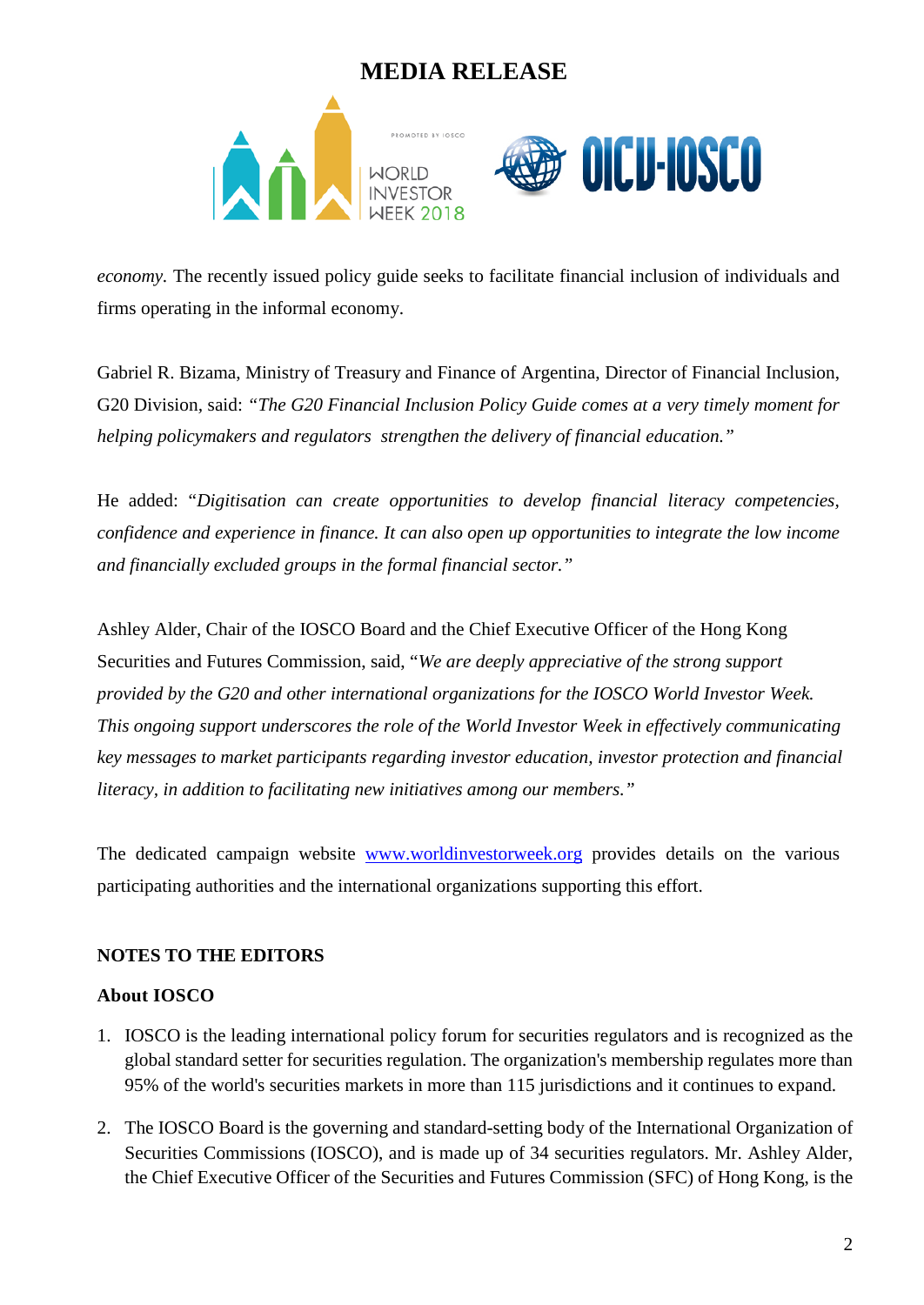# MEDIA RELEASE

*economy.* The recently issued policy guide seeks to facilitate financial inclusion of individuals and firms operating in the informal economy.

Gabriel R. Bizama, Ministry of Treasury and Finance of Argentina, Director of Financial Inclusion, G20 Division, said: *"The G20 Financial Inclusion Policy Guide comes at a very timely moment for helping policymakers and regulators strengthen the delivery of financial education."*

He added: "*Digitisation can create opportunities to develop financial literacy competencies, confidence and experience in finance. It can also open up opportunities to integrate the low income and financially excluded groups in the formal financial sector.*"

Ashley Alder, Chair of the IOSCO Board and the Chief Executive Officer of the Hong Kong Securities and Futures Commission, said, "*We are deeply appreciative of the strong support provided by the G20 and other international organizations for the IOSCO World Investor Week. This ongoing support underscores the role of the World Investor Week in effectively communicating key messages to market participants regarding investor education, investor protection and financial literacy, in addition to facilitating new initiatives among our members.*"

The dedicated campaign website www.worldinvestorweek.org provides details on the various participating authorities and the international organizations supporting this effort.

**NOTES TO THE EDITORS**

**About IOSCO**

1. IOSCO is the leading international policy forum for securities regulators and is recognized as the global standard setter for securities regulation. The organization's membership regulates more than 95% of the world's securities markets in more than 115 jurisdictions and it continues to expand.
2. The IOSCO Board is the governing and standard-setting body of the International Organization of Securities Commissions (IOSCO), and is made up of 34 securities regulators. Mr. Ashley Alder, the Chief Executive Officer of the Securities and Futures Commission (SFC) of Hong Kong, is the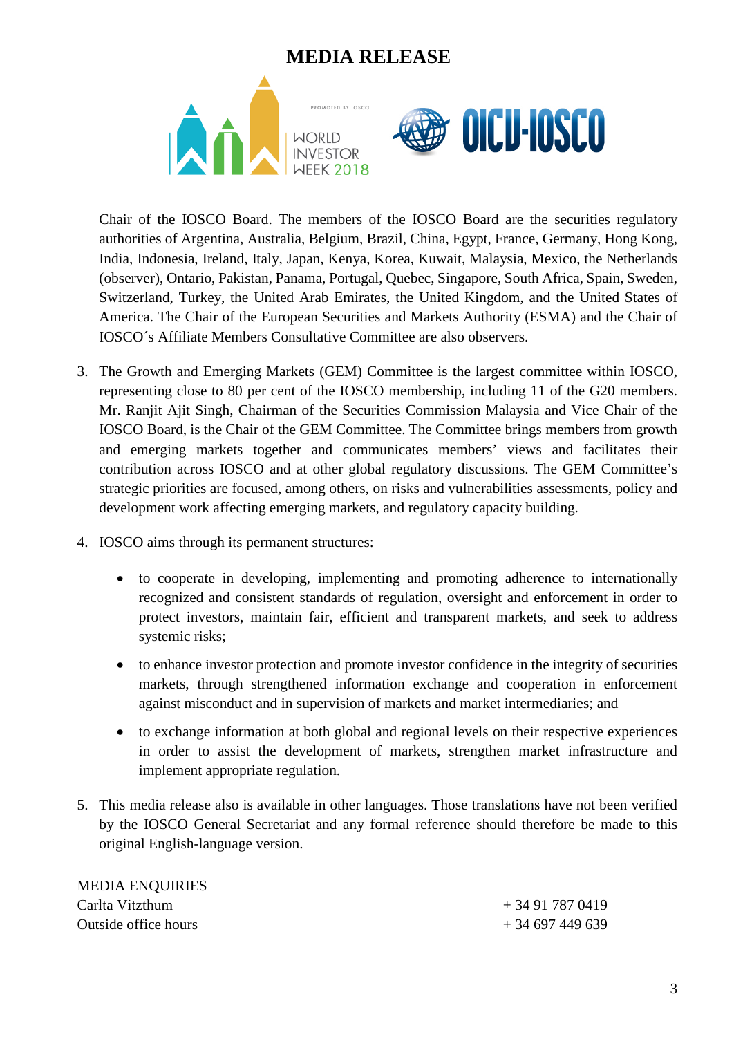Chair of the IOSCO Board. The members of the IOSCO Board are the securities regulatory authorities of Argentina, Australia, Belgium, Brazil, China, Egypt, France, Germany, Hong Kong, India, Indonesia, Ireland, Italy, Japan, Kenya, Korea, Kuwait, Malaysia, Mexico, the Netherlands (observer), Ontario, Pakistan, Panama, Portugal, Quebec, Singapore, South Africa, Spain, Sweden, Switzerland, Turkey, the United Arab Emirates, the United Kingdom, and the United States of America. The Chair of the European Securities and Markets Authority (ESMA) and the Chair of IOSCO´s Affiliate Members Consultative Committee are also observers.

3. The Growth and Emerging Markets (GEM) Committee is the largest committee within IOSCO, representing close to 80 per cent of the IOSCO membership, including 11 of the G20 members. Mr. Ranjit Ajit Singh, Chairman of the Securities Commission Malaysia and Vice Chair of the IOSCO Board, is the Chair of the GEM Committee. The Committee brings members from growth and emerging markets together and communicates members' views and facilitates their contribution across IOSCO and at other global regulatory discussions. The GEM Committee's strategic priorities are focused, among others, on risks and vulnerabilities assessments, policy and development work affecting emerging markets, and regulatory capacity building.

4. IOSCO aims through its permanent structures:

   - to cooperate in developing, implementing and promoting adherence to internationally recognized and consistent standards of regulation, oversight and enforcement in order to protect investors, maintain fair, efficient and transparent markets, and seek to address systemic risks;
   - to enhance investor protection and promote investor confidence in the integrity of securities markets, through strengthened information exchange and cooperation in enforcement against misconduct and in supervision of markets and market intermediaries; and
   - to exchange information at both global and regional levels on their respective experiences in order to assist the development of markets, strengthen market infrastructure and implement appropriate regulation.

5. This media release also is available in other languages. Those translations have not been verified by the IOSCO General Secretariat and any formal reference should therefore be made to this original English-language version.

MEDIA ENQUIRIES

| | |
|---|---|
| Carlta Vitzthum | + 34 91 787 0419 |
| Outside office hours | + 34 697 449 639 |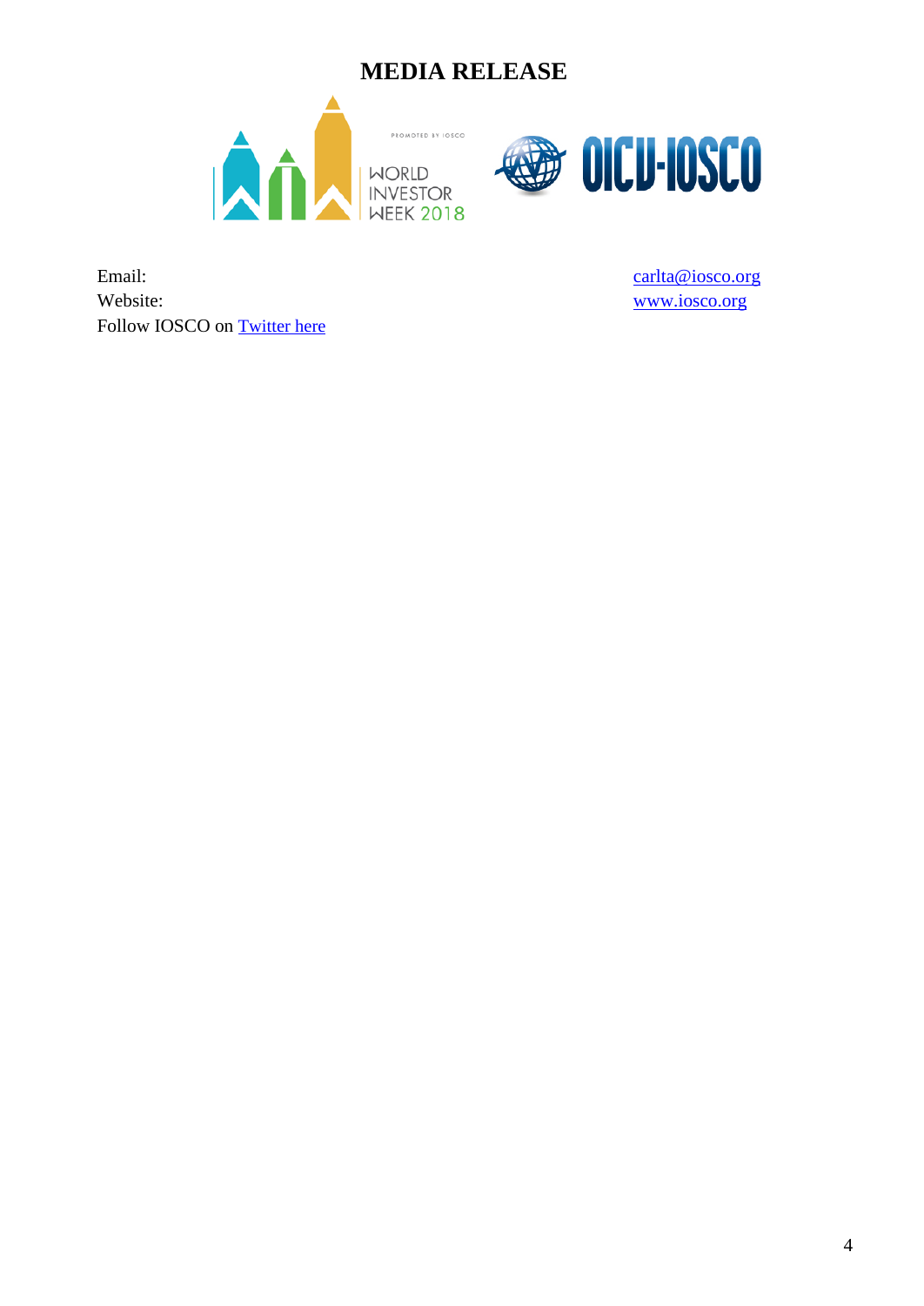# MEDIA RELEASE

| | |
|---|---|
| Email: | carlta@iosco.org |
| Website: | www.iosco.org |

Follow IOSCO on Twitter here